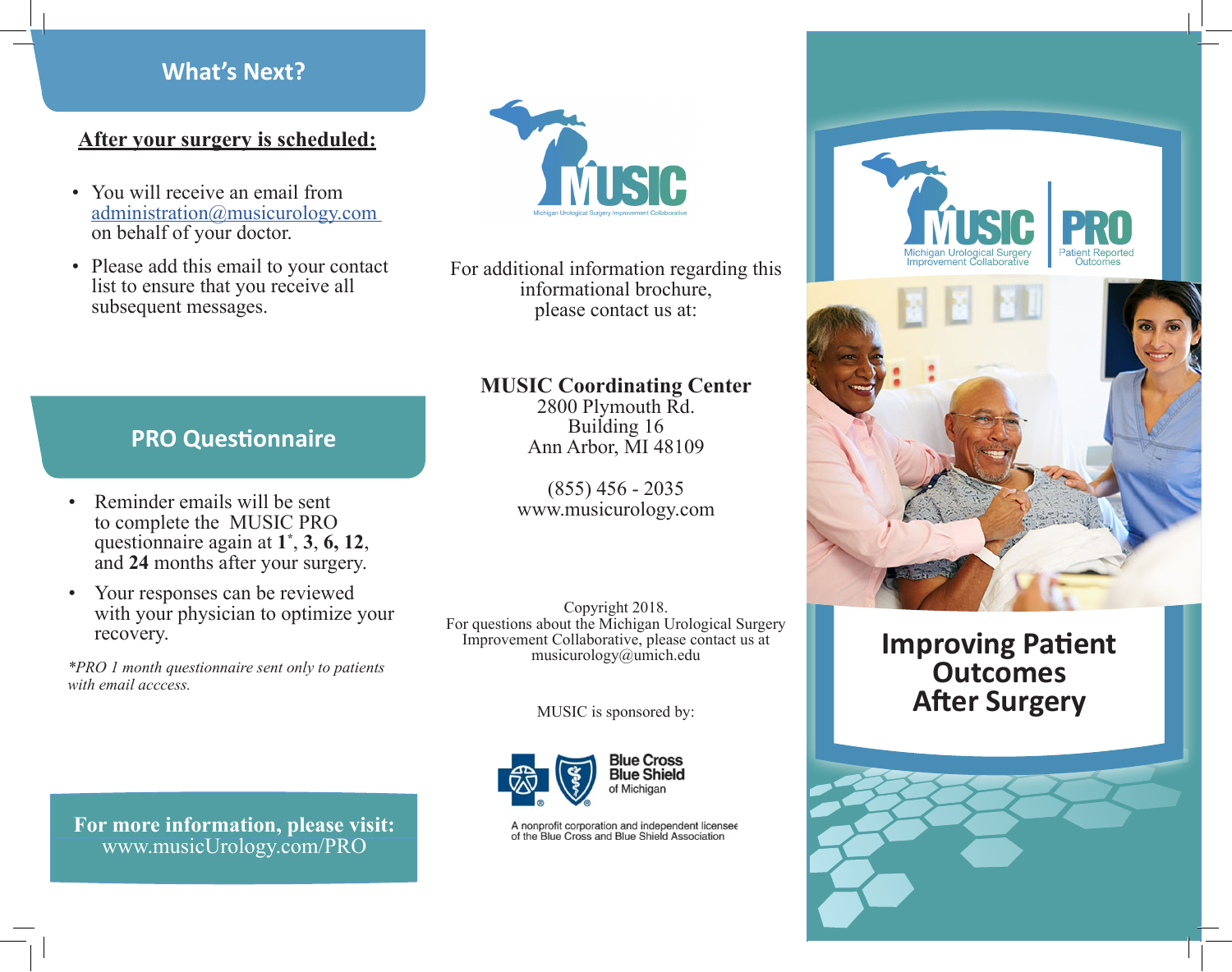## What's Next?

**After your surgery is scheduled:**

- You will receive an email from administration@musicurology.com on behalf of your doctor.
- Please add this email to your contact list to ensure that you receive all subsequent messages.

## PRO Questionnaire

- Reminder emails will be sent to complete the MUSIC PRO questionnaire again at **1**\*, **3**, **6, 12**, and **24** months after your surgery.
- Your responses can be reviewed with your physician to optimize your recovery.

*\*PRO 1 month questionnaire sent only to patients with email acccess.*

**For more information, please visit:**
www.musicUrology.com/PRO

MUSIC
Michigan Urological Surgery Improvement Collaborative

For additional information regarding this informational brochure, please contact us at:

**MUSIC Coordinating Center**
2800 Plymouth Rd.
Building 16
Ann Arbor, MI 48109

(855) 456 - 2035
www.musicurology.com

Copyright 2018.
For questions about the Michigan Urological Surgery Improvement Collaborative, please contact us at musicurology@umich.edu

MUSIC is sponsored by:

Blue Cross Blue Shield of Michigan

A nonprofit corporation and independent licensee of the Blue Cross and Blue Shield Association

MUSIC
Michigan Urological Surgery Improvement Collaborative

PRO
Patient Reported Outcomes

# Improving Patient Outcomes After Surgery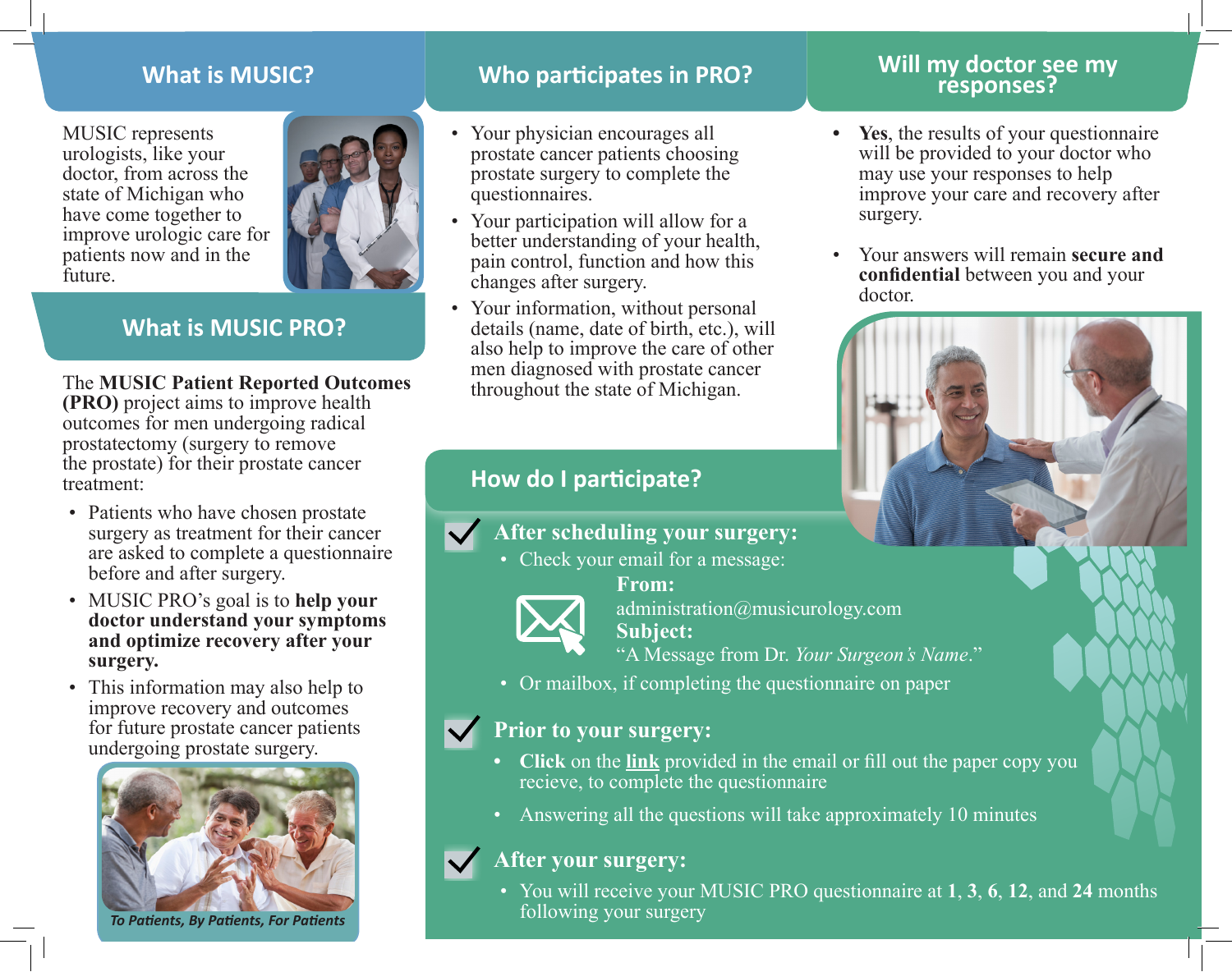## What is MUSIC?

MUSIC represents urologists, like your doctor, from across the state of Michigan who have come together to improve urologic care for patients now and in the future.

## What is MUSIC PRO?

The **MUSIC Patient Reported Outcomes (PRO)** project aims to improve health outcomes for men undergoing radical prostatectomy (surgery to remove the prostate) for their prostate cancer treatment:

- Patients who have chosen prostate surgery as treatment for their cancer are asked to complete a questionnaire before and after surgery.
- MUSIC PRO's goal is to **help your doctor understand your symptoms and optimize recovery after your surgery.**
- This information may also help to improve recovery and outcomes for future prostate cancer patients undergoing prostate surgery.

*To Patients, By Patients, For Patients*

## Who participates in PRO?

- Your physician encourages all prostate cancer patients choosing prostate surgery to complete the questionnaires.
- Your participation will allow for a better understanding of your health, pain control, function and how this changes after surgery.
- Your information, without personal details (name, date of birth, etc.), will also help to improve the care of other men diagnosed with prostate cancer throughout the state of Michigan.

## Will my doctor see my responses?

- **Yes**, the results of your questionnaire will be provided to your doctor who may use your responses to help improve your care and recovery after surgery.
- Your answers will remain **secure and confidential** between you and your doctor.

## How do I participate?

### After scheduling your surgery:

- Check your email for a message:

  **From:**
  administration@musicurology.com
  **Subject:**
  "A Message from Dr. *Your Surgeon's Name*."

- Or mailbox, if completing the questionnaire on paper

### Prior to your surgery:

- **Click** on the **link** provided in the email or fill out the paper copy you recieve, to complete the questionnaire
- Answering all the questions will take approximately 10 minutes

### After your surgery:

- You will receive your MUSIC PRO questionnaire at **1**, **3**, **6**, **12**, and **24** months following your surgery